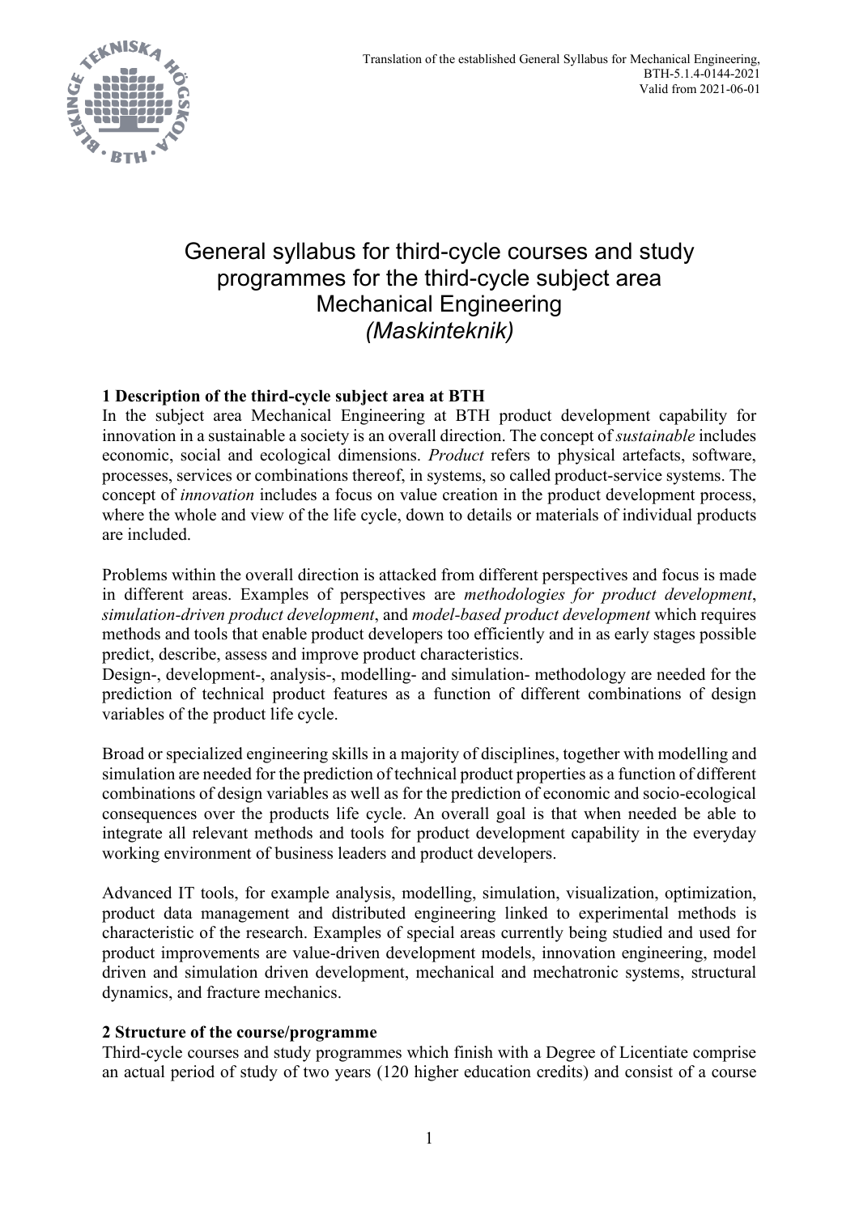Translation of the established General Syllabus for Mechanical Engineering,
BTH-5.1.4-0144-2021
Valid from 2021-06-01

# General syllabus for third-cycle courses and study programmes for the third-cycle subject area Mechanical Engineering *(Maskinteknik)*

**1 Description of the third-cycle subject area at BTH**

In the subject area Mechanical Engineering at BTH product development capability for innovation in a sustainable a society is an overall direction. The concept of *sustainable* includes economic, social and ecological dimensions. *Product* refers to physical artefacts, software, processes, services or combinations thereof, in systems, so called product-service systems. The concept of *innovation* includes a focus on value creation in the product development process, where the whole and view of the life cycle, down to details or materials of individual products are included.

Problems within the overall direction is attacked from different perspectives and focus is made in different areas. Examples of perspectives are *methodologies for product development*, *simulation-driven product development*, and *model-based product development* which requires methods and tools that enable product developers too efficiently and in as early stages possible predict, describe, assess and improve product characteristics.
Design-, development-, analysis-, modelling- and simulation- methodology are needed for the prediction of technical product features as a function of different combinations of design variables of the product life cycle.

Broad or specialized engineering skills in a majority of disciplines, together with modelling and simulation are needed for the prediction of technical product properties as a function of different combinations of design variables as well as for the prediction of economic and socio-ecological consequences over the products life cycle. An overall goal is that when needed be able to integrate all relevant methods and tools for product development capability in the everyday working environment of business leaders and product developers.

Advanced IT tools, for example analysis, modelling, simulation, visualization, optimization, product data management and distributed engineering linked to experimental methods is characteristic of the research. Examples of special areas currently being studied and used for product improvements are value-driven development models, innovation engineering, model driven and simulation driven development, mechanical and mechatronic systems, structural dynamics, and fracture mechanics.

**2 Structure of the course/programme**

Third-cycle courses and study programmes which finish with a Degree of Licentiate comprise an actual period of study of two years (120 higher education credits) and consist of a course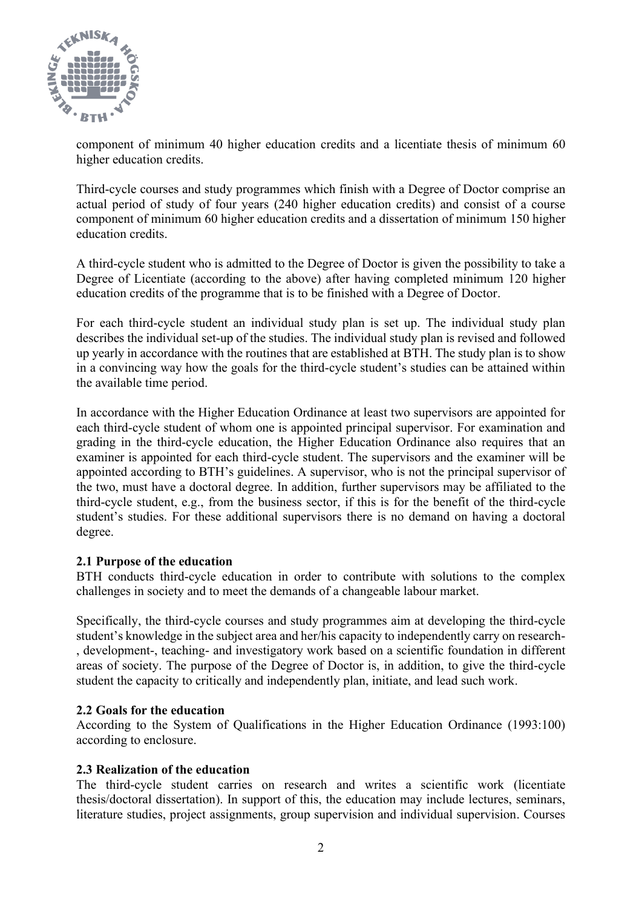component of minimum 40 higher education credits and a licentiate thesis of minimum 60 higher education credits.

Third-cycle courses and study programmes which finish with a Degree of Doctor comprise an actual period of study of four years (240 higher education credits) and consist of a course component of minimum 60 higher education credits and a dissertation of minimum 150 higher education credits.

A third-cycle student who is admitted to the Degree of Doctor is given the possibility to take a Degree of Licentiate (according to the above) after having completed minimum 120 higher education credits of the programme that is to be finished with a Degree of Doctor.

For each third-cycle student an individual study plan is set up. The individual study plan describes the individual set-up of the studies. The individual study plan is revised and followed up yearly in accordance with the routines that are established at BTH. The study plan is to show in a convincing way how the goals for the third-cycle student's studies can be attained within the available time period.

In accordance with the Higher Education Ordinance at least two supervisors are appointed for each third-cycle student of whom one is appointed principal supervisor. For examination and grading in the third-cycle education, the Higher Education Ordinance also requires that an examiner is appointed for each third-cycle student. The supervisors and the examiner will be appointed according to BTH's guidelines. A supervisor, who is not the principal supervisor of the two, must have a doctoral degree. In addition, further supervisors may be affiliated to the third-cycle student, e.g., from the business sector, if this is for the benefit of the third-cycle student's studies. For these additional supervisors there is no demand on having a doctoral degree.

### 2.1 Purpose of the education

BTH conducts third-cycle education in order to contribute with solutions to the complex challenges in society and to meet the demands of a changeable labour market.

Specifically, the third-cycle courses and study programmes aim at developing the third-cycle student's knowledge in the subject area and her/his capacity to independently carry on research-, development-, teaching- and investigatory work based on a scientific foundation in different areas of society. The purpose of the Degree of Doctor is, in addition, to give the third-cycle student the capacity to critically and independently plan, initiate, and lead such work.

### 2.2 Goals for the education

According to the System of Qualifications in the Higher Education Ordinance (1993:100) according to enclosure.

### 2.3 Realization of the education

The third-cycle student carries on research and writes a scientific work (licentiate thesis/doctoral dissertation). In support of this, the education may include lectures, seminars, literature studies, project assignments, group supervision and individual supervision. Courses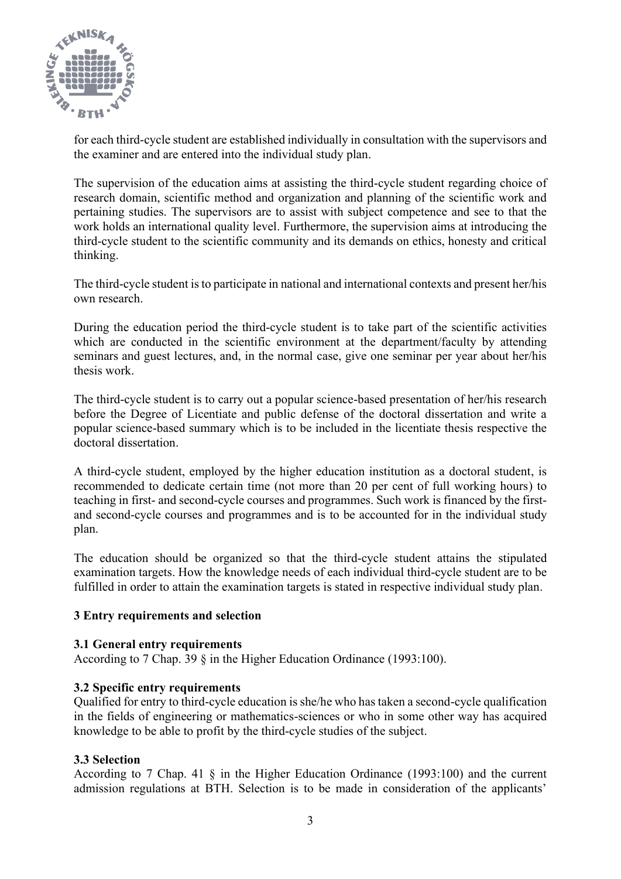for each third-cycle student are established individually in consultation with the supervisors and the examiner and are entered into the individual study plan.

The supervision of the education aims at assisting the third-cycle student regarding choice of research domain, scientific method and organization and planning of the scientific work and pertaining studies. The supervisors are to assist with subject competence and see to that the work holds an international quality level. Furthermore, the supervision aims at introducing the third-cycle student to the scientific community and its demands on ethics, honesty and critical thinking.

The third-cycle student is to participate in national and international contexts and present her/his own research.

During the education period the third-cycle student is to take part of the scientific activities which are conducted in the scientific environment at the department/faculty by attending seminars and guest lectures, and, in the normal case, give one seminar per year about her/his thesis work.

The third-cycle student is to carry out a popular science-based presentation of her/his research before the Degree of Licentiate and public defense of the doctoral dissertation and write a popular science-based summary which is to be included in the licentiate thesis respective the doctoral dissertation.

A third-cycle student, employed by the higher education institution as a doctoral student, is recommended to dedicate certain time (not more than 20 per cent of full working hours) to teaching in first- and second-cycle courses and programmes. Such work is financed by the first- and second-cycle courses and programmes and is to be accounted for in the individual study plan.

The education should be organized so that the third-cycle student attains the stipulated examination targets. How the knowledge needs of each individual third-cycle student are to be fulfilled in order to attain the examination targets is stated in respective individual study plan.

## 3 Entry requirements and selection

### 3.1 General entry requirements

According to 7 Chap. 39 § in the Higher Education Ordinance (1993:100).

### 3.2 Specific entry requirements

Qualified for entry to third-cycle education is she/he who has taken a second-cycle qualification in the fields of engineering or mathematics-sciences or who in some other way has acquired knowledge to be able to profit by the third-cycle studies of the subject.

### 3.3 Selection

According to 7 Chap. 41 § in the Higher Education Ordinance (1993:100) and the current admission regulations at BTH. Selection is to be made in consideration of the applicants'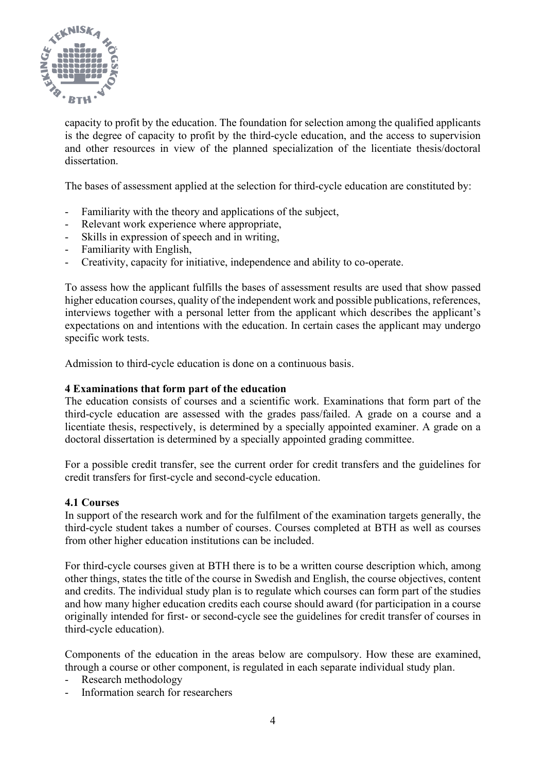capacity to profit by the education. The foundation for selection among the qualified applicants is the degree of capacity to profit by the third-cycle education, and the access to supervision and other resources in view of the planned specialization of the licentiate thesis/doctoral dissertation.

The bases of assessment applied at the selection for third-cycle education are constituted by:

- Familiarity with the theory and applications of the subject,
- Relevant work experience where appropriate,
- Skills in expression of speech and in writing,
- Familiarity with English,
- Creativity, capacity for initiative, independence and ability to co-operate.

To assess how the applicant fulfills the bases of assessment results are used that show passed higher education courses, quality of the independent work and possible publications, references, interviews together with a personal letter from the applicant which describes the applicant's expectations on and intentions with the education. In certain cases the applicant may undergo specific work tests.

Admission to third-cycle education is done on a continuous basis.

## 4 Examinations that form part of the education

The education consists of courses and a scientific work. Examinations that form part of the third-cycle education are assessed with the grades pass/failed. A grade on a course and a licentiate thesis, respectively, is determined by a specially appointed examiner. A grade on a doctoral dissertation is determined by a specially appointed grading committee.

For a possible credit transfer, see the current order for credit transfers and the guidelines for credit transfers for first-cycle and second-cycle education.

### 4.1 Courses

In support of the research work and for the fulfilment of the examination targets generally, the third-cycle student takes a number of courses. Courses completed at BTH as well as courses from other higher education institutions can be included.

For third-cycle courses given at BTH there is to be a written course description which, among other things, states the title of the course in Swedish and English, the course objectives, content and credits. The individual study plan is to regulate which courses can form part of the studies and how many higher education credits each course should award (for participation in a course originally intended for first- or second-cycle see the guidelines for credit transfer of courses in third-cycle education).

Components of the education in the areas below are compulsory. How these are examined, through a course or other component, is regulated in each separate individual study plan.

- Research methodology
- Information search for researchers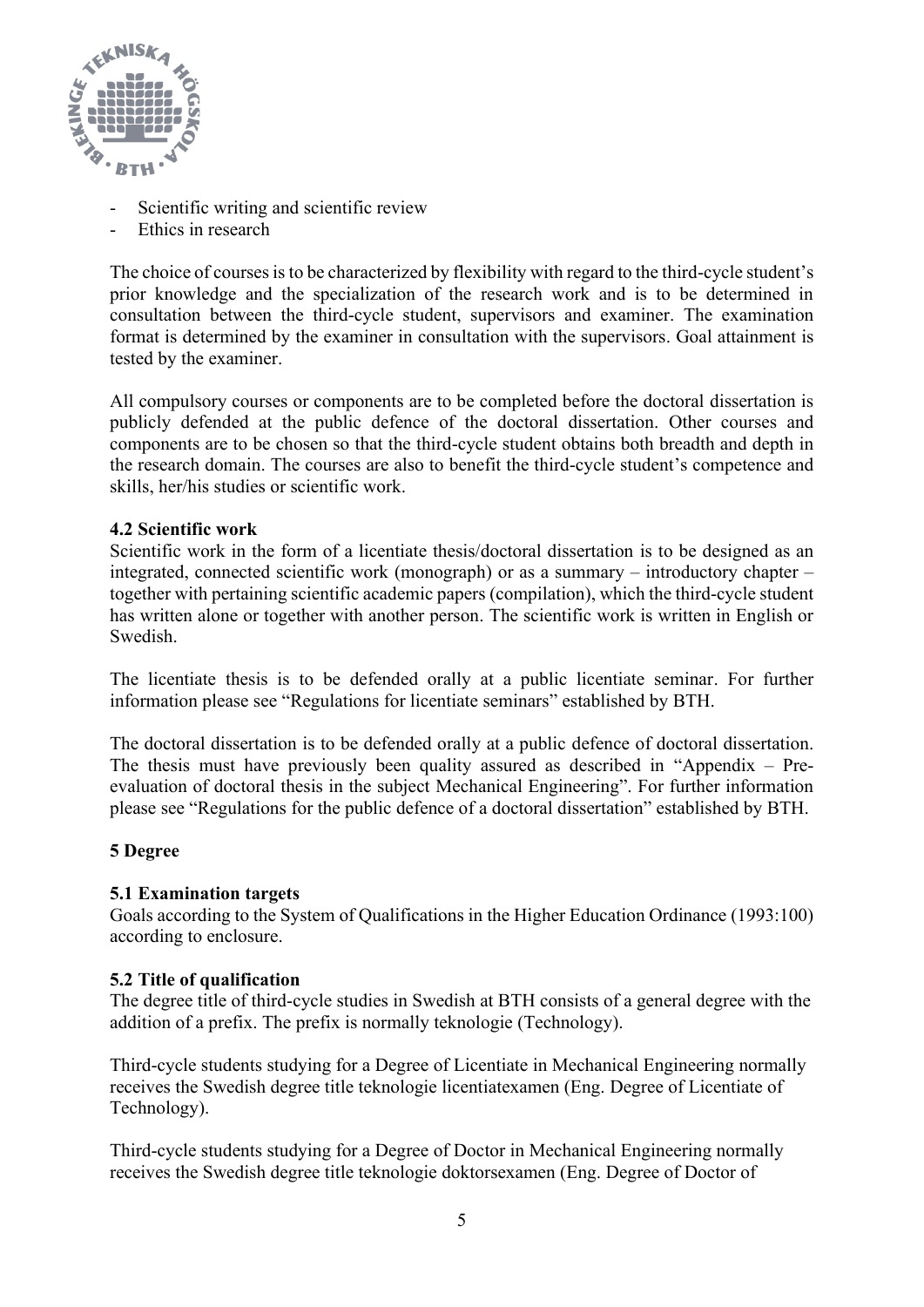- Scientific writing and scientific review
- Ethics in research

The choice of courses is to be characterized by flexibility with regard to the third-cycle student's prior knowledge and the specialization of the research work and is to be determined in consultation between the third-cycle student, supervisors and examiner. The examination format is determined by the examiner in consultation with the supervisors. Goal attainment is tested by the examiner.

All compulsory courses or components are to be completed before the doctoral dissertation is publicly defended at the public defence of the doctoral dissertation. Other courses and components are to be chosen so that the third-cycle student obtains both breadth and depth in the research domain. The courses are also to benefit the third-cycle student's competence and skills, her/his studies or scientific work.

**4.2 Scientific work**

Scientific work in the form of a licentiate thesis/doctoral dissertation is to be designed as an integrated, connected scientific work (monograph) or as a summary – introductory chapter – together with pertaining scientific academic papers (compilation), which the third-cycle student has written alone or together with another person. The scientific work is written in English or Swedish.

The licentiate thesis is to be defended orally at a public licentiate seminar. For further information please see "Regulations for licentiate seminars" established by BTH.

The doctoral dissertation is to be defended orally at a public defence of doctoral dissertation. The thesis must have previously been quality assured as described in "Appendix – Pre-evaluation of doctoral thesis in the subject Mechanical Engineering". For further information please see "Regulations for the public defence of a doctoral dissertation" established by BTH.

## 5 Degree

**5.1 Examination targets**

Goals according to the System of Qualifications in the Higher Education Ordinance (1993:100) according to enclosure.

**5.2 Title of qualification**

The degree title of third-cycle studies in Swedish at BTH consists of a general degree with the addition of a prefix. The prefix is normally teknologie (Technology).

Third-cycle students studying for a Degree of Licentiate in Mechanical Engineering normally receives the Swedish degree title teknologie licentiatexamen (Eng. Degree of Licentiate of Technology).

Third-cycle students studying for a Degree of Doctor in Mechanical Engineering normally receives the Swedish degree title teknologie doktorsexamen (Eng. Degree of Doctor of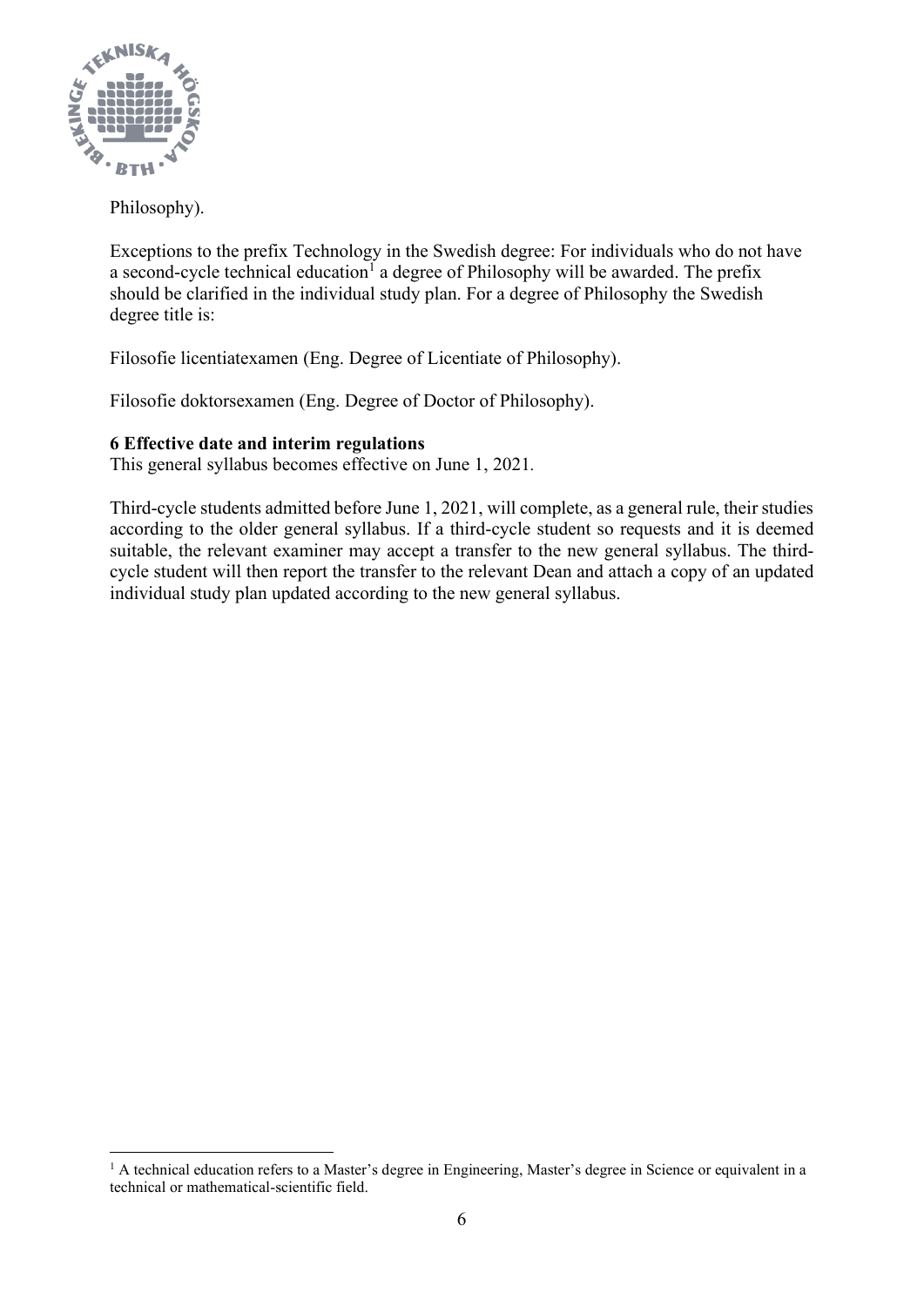Philosophy).

Exceptions to the prefix Technology in the Swedish degree: For individuals who do not have a second-cycle technical education[1] a degree of Philosophy will be awarded. The prefix should be clarified in the individual study plan. For a degree of Philosophy the Swedish degree title is:

Filosofie licentiatexamen (Eng. Degree of Licentiate of Philosophy).

Filosofie doktorsexamen (Eng. Degree of Doctor of Philosophy).

**6 Effective date and interim regulations**

This general syllabus becomes effective on June 1, 2021.

Third-cycle students admitted before June 1, 2021, will complete, as a general rule, their studies according to the older general syllabus. If a third-cycle student so requests and it is deemed suitable, the relevant examiner may accept a transfer to the new general syllabus. The third-cycle student will then report the transfer to the relevant Dean and attach a copy of an updated individual study plan updated according to the new general syllabus.

[1] A technical education refers to a Master's degree in Engineering, Master's degree in Science or equivalent in a technical or mathematical-scientific field.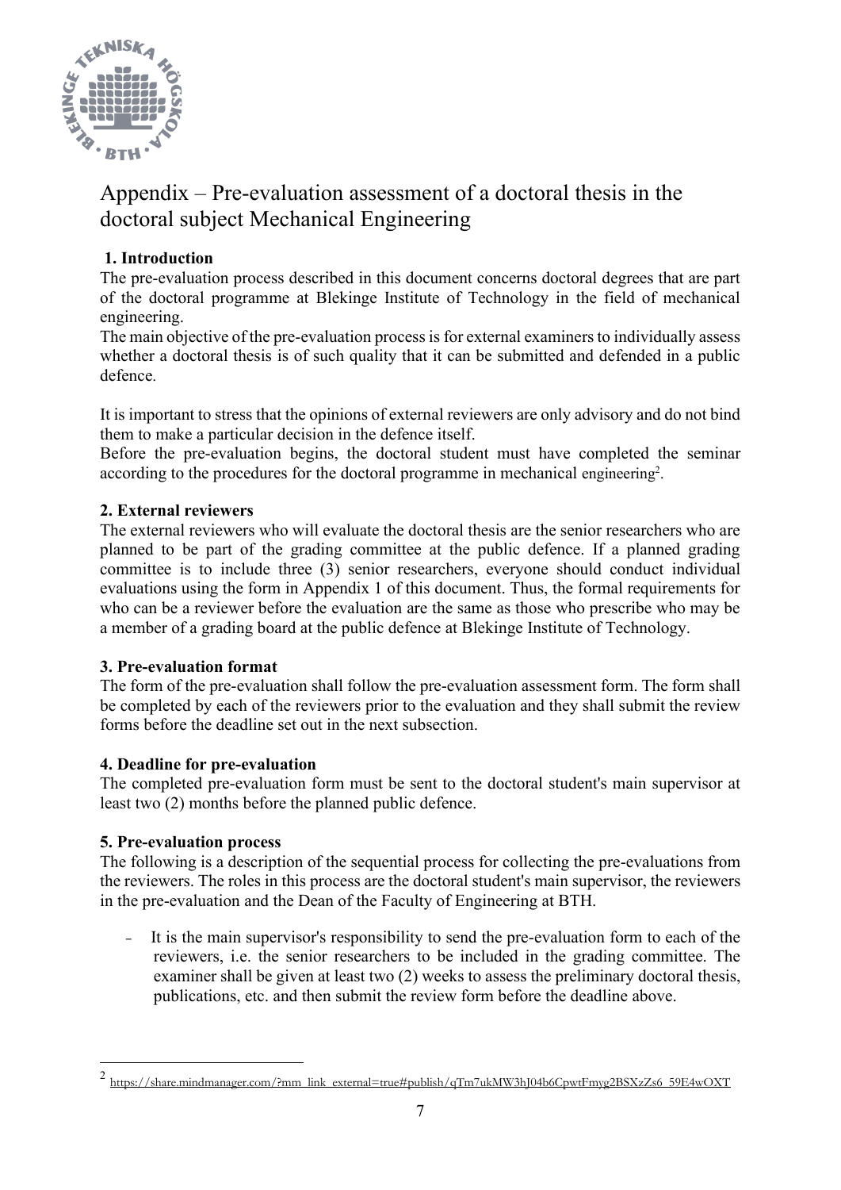# Appendix – Pre-evaluation assessment of a doctoral thesis in the doctoral subject Mechanical Engineering

## 1. Introduction

The pre-evaluation process described in this document concerns doctoral degrees that are part of the doctoral programme at Blekinge Institute of Technology in the field of mechanical engineering.

The main objective of the pre-evaluation process is for external examiners to individually assess whether a doctoral thesis is of such quality that it can be submitted and defended in a public defence.

It is important to stress that the opinions of external reviewers are only advisory and do not bind them to make a particular decision in the defence itself.

Before the pre-evaluation begins, the doctoral student must have completed the seminar according to the procedures for the doctoral programme in mechanical engineering[2].

## 2. External reviewers

The external reviewers who will evaluate the doctoral thesis are the senior researchers who are planned to be part of the grading committee at the public defence. If a planned grading committee is to include three (3) senior researchers, everyone should conduct individual evaluations using the form in Appendix 1 of this document. Thus, the formal requirements for who can be a reviewer before the evaluation are the same as those who prescribe who may be a member of a grading board at the public defence at Blekinge Institute of Technology.

## 3. Pre-evaluation format

The form of the pre-evaluation shall follow the pre-evaluation assessment form. The form shall be completed by each of the reviewers prior to the evaluation and they shall submit the review forms before the deadline set out in the next subsection.

## 4. Deadline for pre-evaluation

The completed pre-evaluation form must be sent to the doctoral student's main supervisor at least two (2) months before the planned public defence.

## 5. Pre-evaluation process

The following is a description of the sequential process for collecting the pre-evaluations from the reviewers. The roles in this process are the doctoral student's main supervisor, the reviewers in the pre-evaluation and the Dean of the Faculty of Engineering at BTH.

- It is the main supervisor's responsibility to send the pre-evaluation form to each of the reviewers, i.e. the senior researchers to be included in the grading committee. The examiner shall be given at least two (2) weeks to assess the preliminary doctoral thesis, publications, etc. and then submit the review form before the deadline above.

[2] https://share.mindmanager.com/?mm_link_external=true#publish/qTm7ukMW3hJ04b6CpwtFmyg2BSXzZs6_59E4wOXT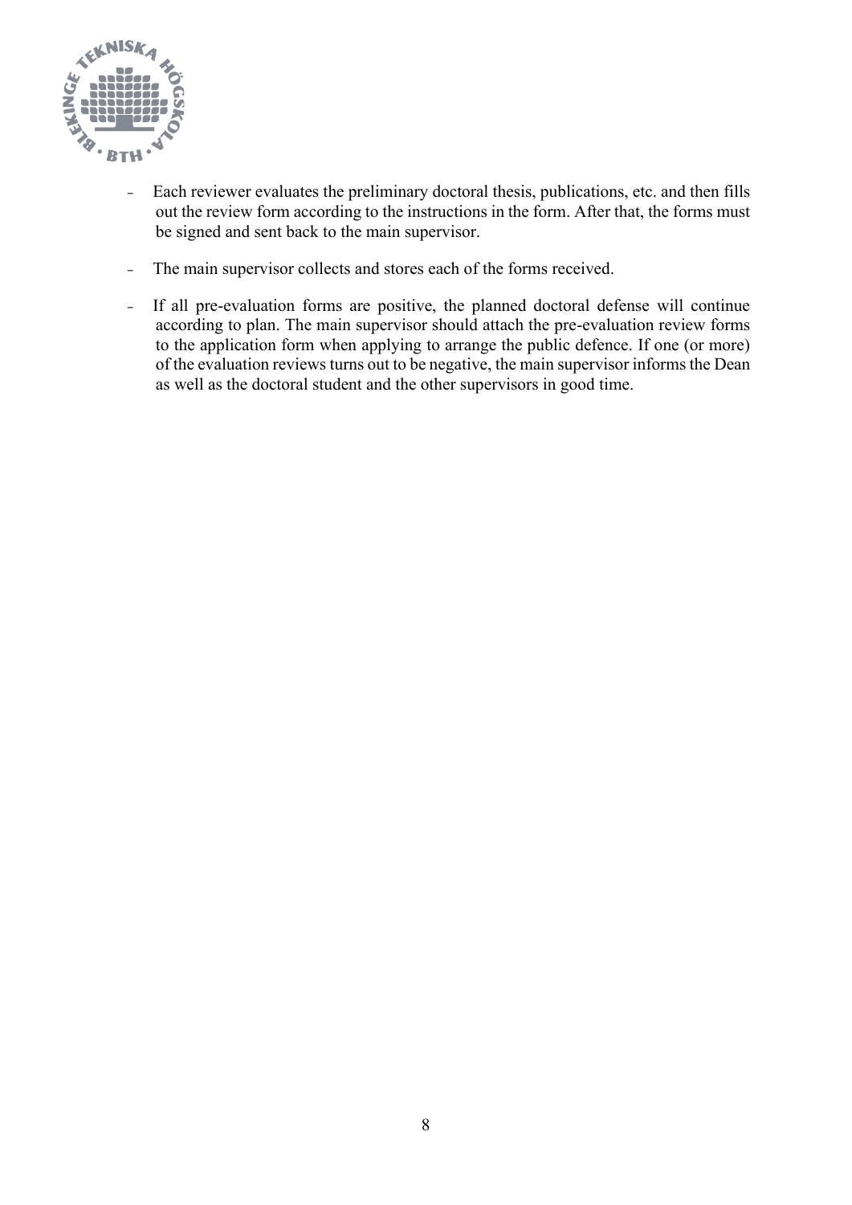- Each reviewer evaluates the preliminary doctoral thesis, publications, etc. and then fills out the review form according to the instructions in the form. After that, the forms must be signed and sent back to the main supervisor.

- The main supervisor collects and stores each of the forms received.

- If all pre-evaluation forms are positive, the planned doctoral defense will continue according to plan. The main supervisor should attach the pre-evaluation review forms to the application form when applying to arrange the public defence. If one (or more) of the evaluation reviews turns out to be negative, the main supervisor informs the Dean as well as the doctoral student and the other supervisors in good time.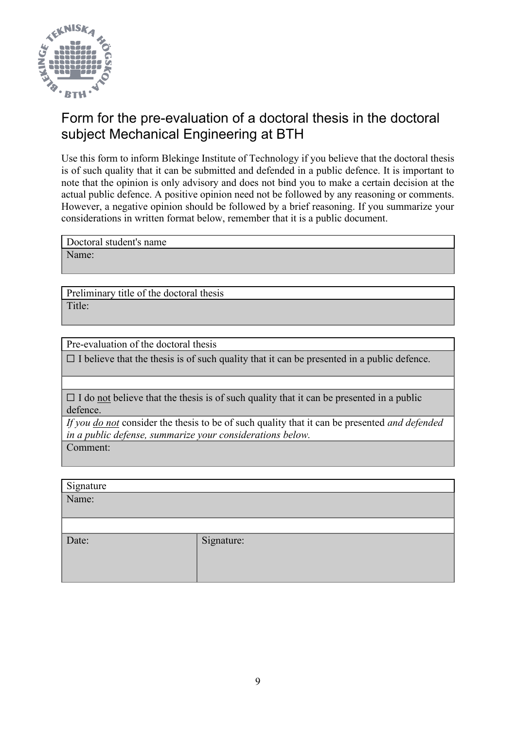# Form for the pre-evaluation of a doctoral thesis in the doctoral subject Mechanical Engineering at BTH

Use this form to inform Blekinge Institute of Technology if you believe that the doctoral thesis is of such quality that it can be submitted and defended in a public defence. It is important to note that the opinion is only advisory and does not bind you to make a certain decision at the actual public defence. A positive opinion need not be followed by any reasoning or comments. However, a negative opinion should be followed by a brief reasoning. If you summarize your considerations in written format below, remember that it is a public document.

| Doctoral student's name |
| --- |
| Name: |

| Preliminary title of the doctoral thesis |
| --- |
| Title: |

| Pre-evaluation of the doctoral thesis |
| --- |
| ☐ I believe that the thesis is of such quality that it can be presented in a public defence. |
| |
| ☐ I do <u>not</u> believe that the thesis is of such quality that it can be presented in a public defence. |
| *If you <u>do not</u>* consider the thesis to be of such quality that it can be presented *and defended in a public defense, summarize your considerations below.* |
| Comment: |

| Signature | |
| --- | --- |
| Name: | |
| | |
| Date: | Signature: |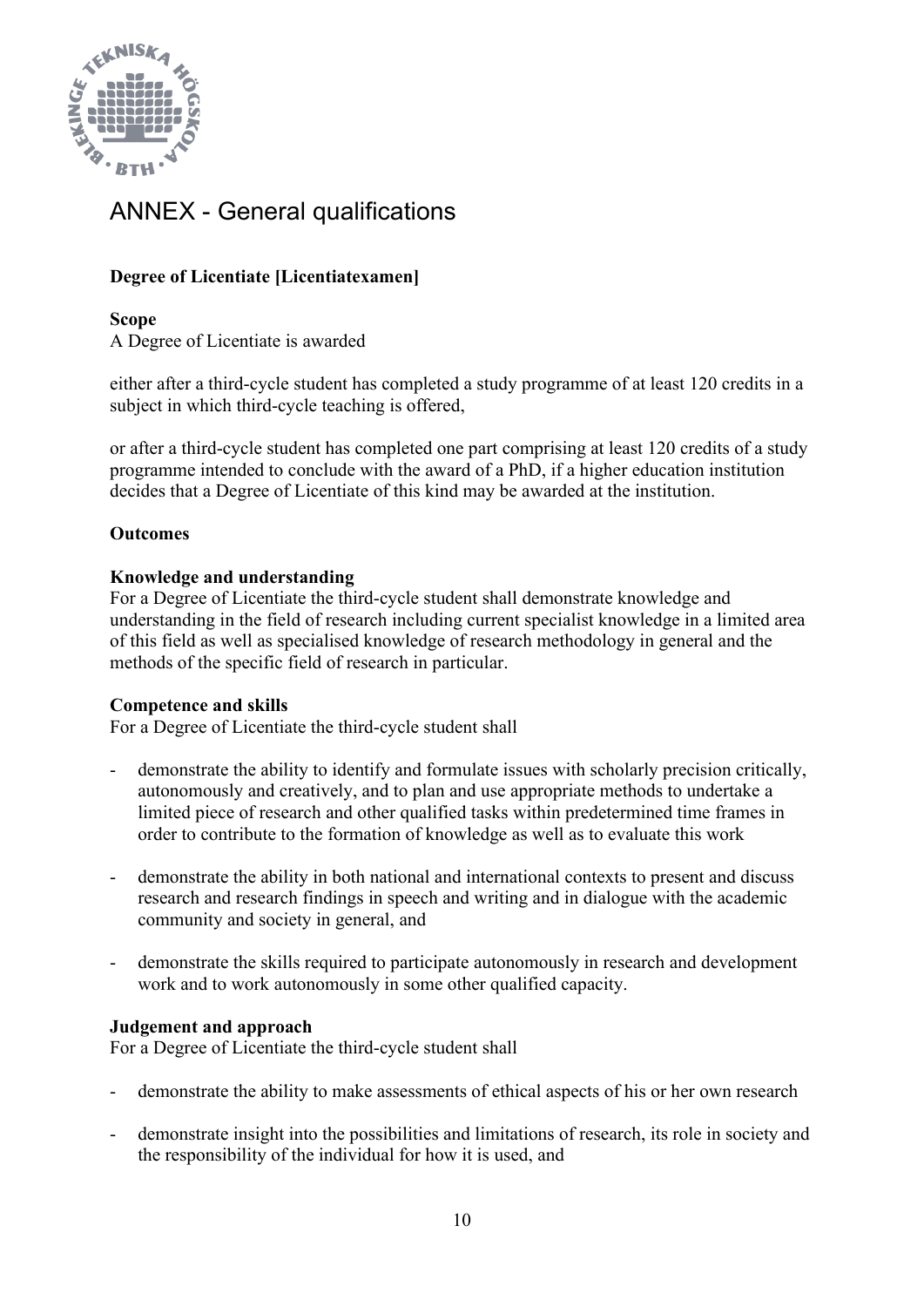# ANNEX - General qualifications

**Degree of Licentiate [Licentiatexamen]**

**Scope**
A Degree of Licentiate is awarded

either after a third-cycle student has completed a study programme of at least 120 credits in a subject in which third-cycle teaching is offered,

or after a third-cycle student has completed one part comprising at least 120 credits of a study programme intended to conclude with the award of a PhD, if a higher education institution decides that a Degree of Licentiate of this kind may be awarded at the institution.

**Outcomes**

**Knowledge and understanding**
For a Degree of Licentiate the third-cycle student shall demonstrate knowledge and understanding in the field of research including current specialist knowledge in a limited area of this field as well as specialised knowledge of research methodology in general and the methods of the specific field of research in particular.

**Competence and skills**
For a Degree of Licentiate the third-cycle student shall

- demonstrate the ability to identify and formulate issues with scholarly precision critically, autonomously and creatively, and to plan and use appropriate methods to undertake a limited piece of research and other qualified tasks within predetermined time frames in order to contribute to the formation of knowledge as well as to evaluate this work

- demonstrate the ability in both national and international contexts to present and discuss research and research findings in speech and writing and in dialogue with the academic community and society in general, and

- demonstrate the skills required to participate autonomously in research and development work and to work autonomously in some other qualified capacity.

**Judgement and approach**
For a Degree of Licentiate the third-cycle student shall

- demonstrate the ability to make assessments of ethical aspects of his or her own research

- demonstrate insight into the possibilities and limitations of research, its role in society and the responsibility of the individual for how it is used, and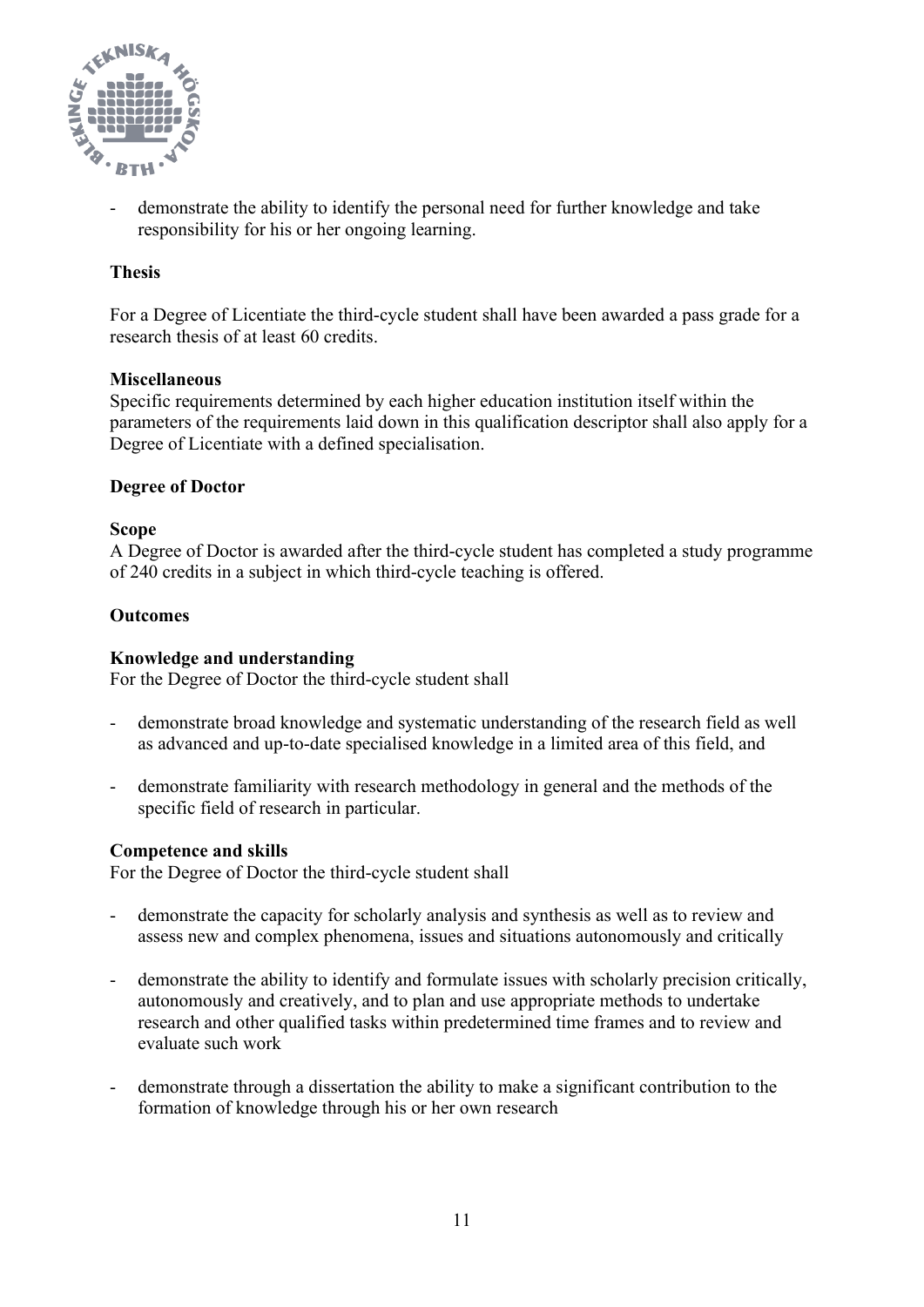- demonstrate the ability to identify the personal need for further knowledge and take responsibility for his or her ongoing learning.

**Thesis**

For a Degree of Licentiate the third-cycle student shall have been awarded a pass grade for a research thesis of at least 60 credits.

**Miscellaneous**

Specific requirements determined by each higher education institution itself within the parameters of the requirements laid down in this qualification descriptor shall also apply for a Degree of Licentiate with a defined specialisation.

## Degree of Doctor

**Scope**

A Degree of Doctor is awarded after the third-cycle student has completed a study programme of 240 credits in a subject in which third-cycle teaching is offered.

**Outcomes**

**Knowledge and understanding**

For the Degree of Doctor the third-cycle student shall

- demonstrate broad knowledge and systematic understanding of the research field as well as advanced and up-to-date specialised knowledge in a limited area of this field, and

- demonstrate familiarity with research methodology in general and the methods of the specific field of research in particular.

**Competence and skills**

For the Degree of Doctor the third-cycle student shall

- demonstrate the capacity for scholarly analysis and synthesis as well as to review and assess new and complex phenomena, issues and situations autonomously and critically

- demonstrate the ability to identify and formulate issues with scholarly precision critically, autonomously and creatively, and to plan and use appropriate methods to undertake research and other qualified tasks within predetermined time frames and to review and evaluate such work

- demonstrate through a dissertation the ability to make a significant contribution to the formation of knowledge through his or her own research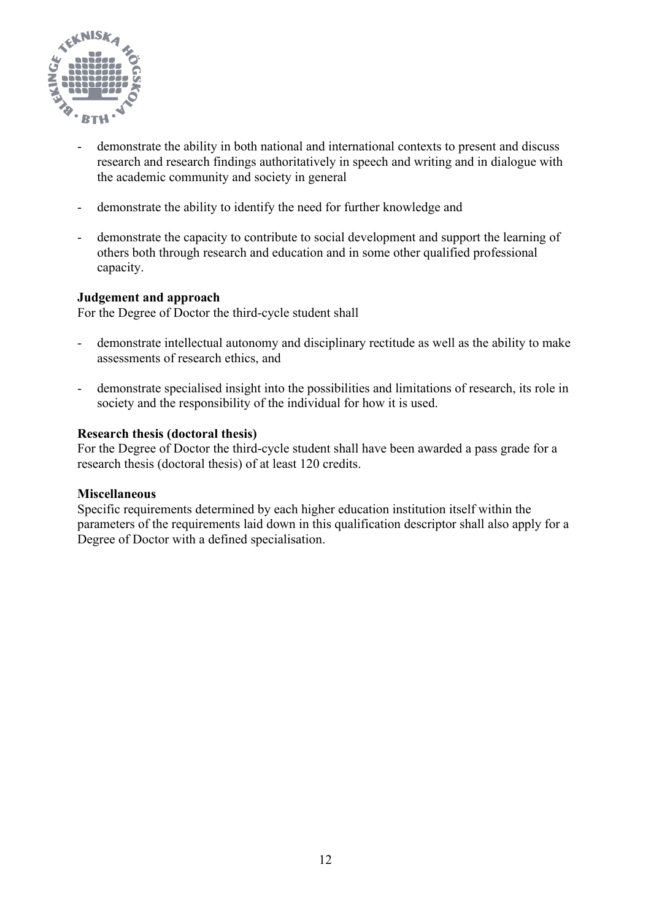- demonstrate the ability in both national and international contexts to present and discuss research and research findings authoritatively in speech and writing and in dialogue with the academic community and society in general
- demonstrate the ability to identify the need for further knowledge and
- demonstrate the capacity to contribute to social development and support the learning of others both through research and education and in some other qualified professional capacity.

**Judgement and approach**
For the Degree of Doctor the third-cycle student shall

- demonstrate intellectual autonomy and disciplinary rectitude as well as the ability to make assessments of research ethics, and
- demonstrate specialised insight into the possibilities and limitations of research, its role in society and the responsibility of the individual for how it is used.

**Research thesis (doctoral thesis)**
For the Degree of Doctor the third-cycle student shall have been awarded a pass grade for a research thesis (doctoral thesis) of at least 120 credits.

**Miscellaneous**
Specific requirements determined by each higher education institution itself within the parameters of the requirements laid down in this qualification descriptor shall also apply for a Degree of Doctor with a defined specialisation.